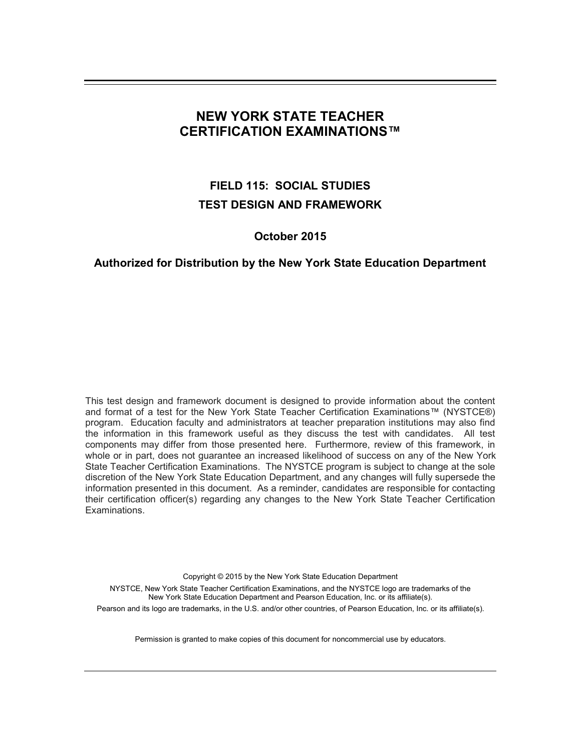# NEW YORK STATE TEACHER CERTIFICATION EXAMINATIONS™

## FIELD 115: SOCIAL STUDIES
## TEST DESIGN AND FRAMEWORK

**October 2015**

**Authorized for Distribution by the New York State Education Department**

This test design and framework document is designed to provide information about the content and format of a test for the New York State Teacher Certification Examinations™ (NYSTCE®) program. Education faculty and administrators at teacher preparation institutions may also find the information in this framework useful as they discuss the test with candidates. All test components may differ from those presented here. Furthermore, review of this framework, in whole or in part, does not guarantee an increased likelihood of success on any of the New York State Teacher Certification Examinations. The NYSTCE program is subject to change at the sole discretion of the New York State Education Department, and any changes will fully supersede the information presented in this document. As a reminder, candidates are responsible for contacting their certification officer(s) regarding any changes to the New York State Teacher Certification Examinations.

Copyright © 2015 by the New York State Education Department

NYSTCE, New York State Teacher Certification Examinations, and the NYSTCE logo are trademarks of the New York State Education Department and Pearson Education, Inc. or its affiliate(s).

Pearson and its logo are trademarks, in the U.S. and/or other countries, of Pearson Education, Inc. or its affiliate(s).

Permission is granted to make copies of this document for noncommercial use by educators.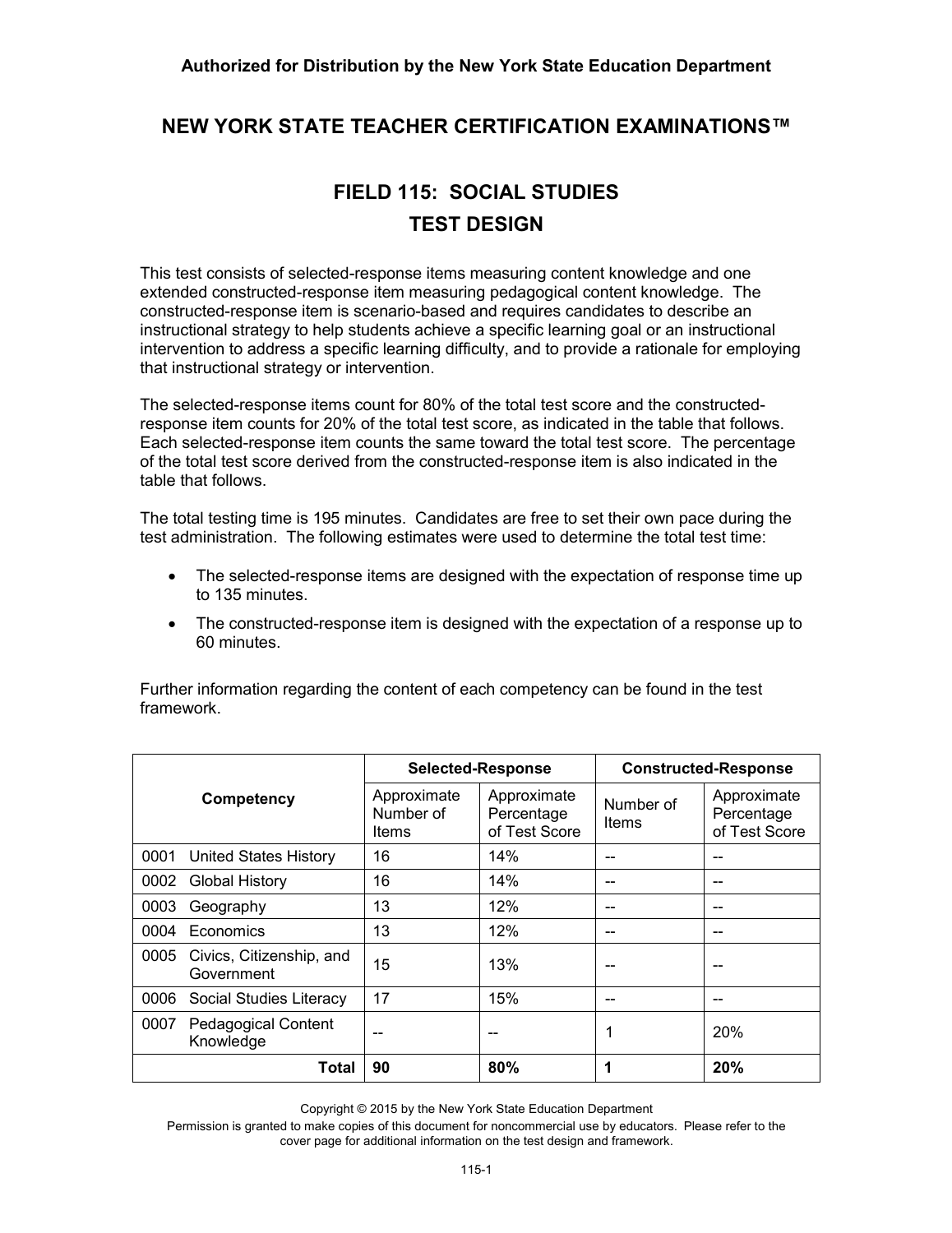**Authorized for Distribution by the New York State Education Department**

## NEW YORK STATE TEACHER CERTIFICATION EXAMINATIONS™

# FIELD 115: SOCIAL STUDIES
# TEST DESIGN

This test consists of selected-response items measuring content knowledge and one extended constructed-response item measuring pedagogical content knowledge. The constructed-response item is scenario-based and requires candidates to describe an instructional strategy to help students achieve a specific learning goal or an instructional intervention to address a specific learning difficulty, and to provide a rationale for employing that instructional strategy or intervention.

The selected-response items count for 80% of the total test score and the constructed-response item counts for 20% of the total test score, as indicated in the table that follows. Each selected-response item counts the same toward the total test score. The percentage of the total test score derived from the constructed-response item is also indicated in the table that follows.

The total testing time is 195 minutes. Candidates are free to set their own pace during the test administration. The following estimates were used to determine the total test time:

- The selected-response items are designed with the expectation of response time up to 135 minutes.
- The constructed-response item is designed with the expectation of a response up to 60 minutes.

Further information regarding the content of each competency can be found in the test framework.

| Competency | | Selected-Response | | Constructed-Response | |
|---|---|---|---|---|---|
| | | Approximate Number of Items | Approximate Percentage of Test Score | Number of Items | Approximate Percentage of Test Score |
| 0001 | United States History | 16 | 14% | -- | -- |
| 0002 | Global History | 16 | 14% | -- | -- |
| 0003 | Geography | 13 | 12% | -- | -- |
| 0004 | Economics | 13 | 12% | -- | -- |
| 0005 | Civics, Citizenship, and Government | 15 | 13% | -- | -- |
| 0006 | Social Studies Literacy | 17 | 15% | -- | -- |
| 0007 | Pedagogical Content Knowledge | -- | -- | 1 | 20% |
| | **Total** | **90** | **80%** | **1** | **20%** |

Copyright © 2015 by the New York State Education Department

Permission is granted to make copies of this document for noncommercial use by educators. Please refer to the cover page for additional information on the test design and framework.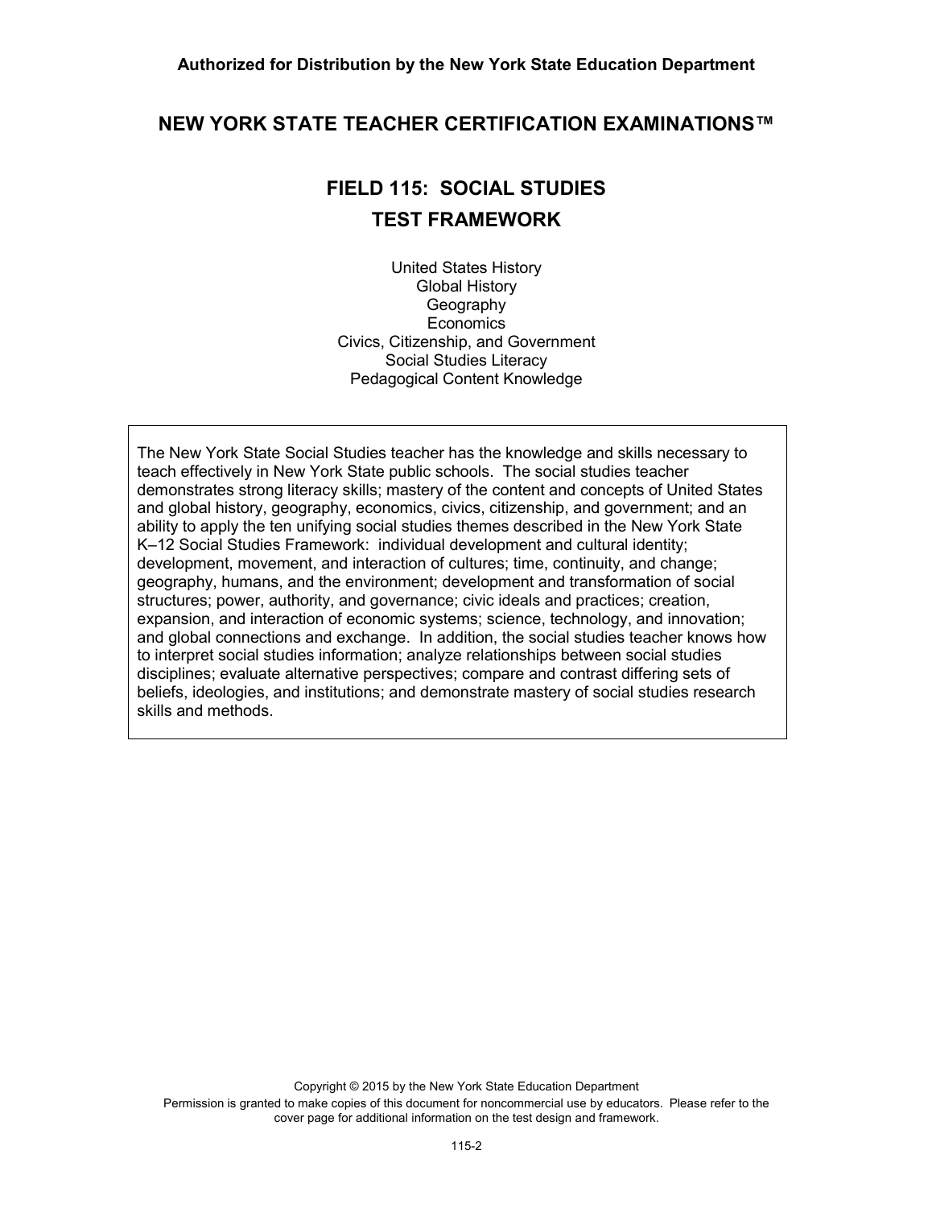**Authorized for Distribution by the New York State Education Department**

## NEW YORK STATE TEACHER CERTIFICATION EXAMINATIONS™

# FIELD 115: SOCIAL STUDIES
# TEST FRAMEWORK

United States History
Global History
Geography
Economics
Civics, Citizenship, and Government
Social Studies Literacy
Pedagogical Content Knowledge

The New York State Social Studies teacher has the knowledge and skills necessary to teach effectively in New York State public schools. The social studies teacher demonstrates strong literacy skills; mastery of the content and concepts of United States and global history, geography, economics, civics, citizenship, and government; and an ability to apply the ten unifying social studies themes described in the New York State K–12 Social Studies Framework: individual development and cultural identity; development, movement, and interaction of cultures; time, continuity, and change; geography, humans, and the environment; development and transformation of social structures; power, authority, and governance; civic ideals and practices; creation, expansion, and interaction of economic systems; science, technology, and innovation; and global connections and exchange. In addition, the social studies teacher knows how to interpret social studies information; analyze relationships between social studies disciplines; evaluate alternative perspectives; compare and contrast differing sets of beliefs, ideologies, and institutions; and demonstrate mastery of social studies research skills and methods.

Copyright © 2015 by the New York State Education Department
Permission is granted to make copies of this document for noncommercial use by educators. Please refer to the cover page for additional information on the test design and framework.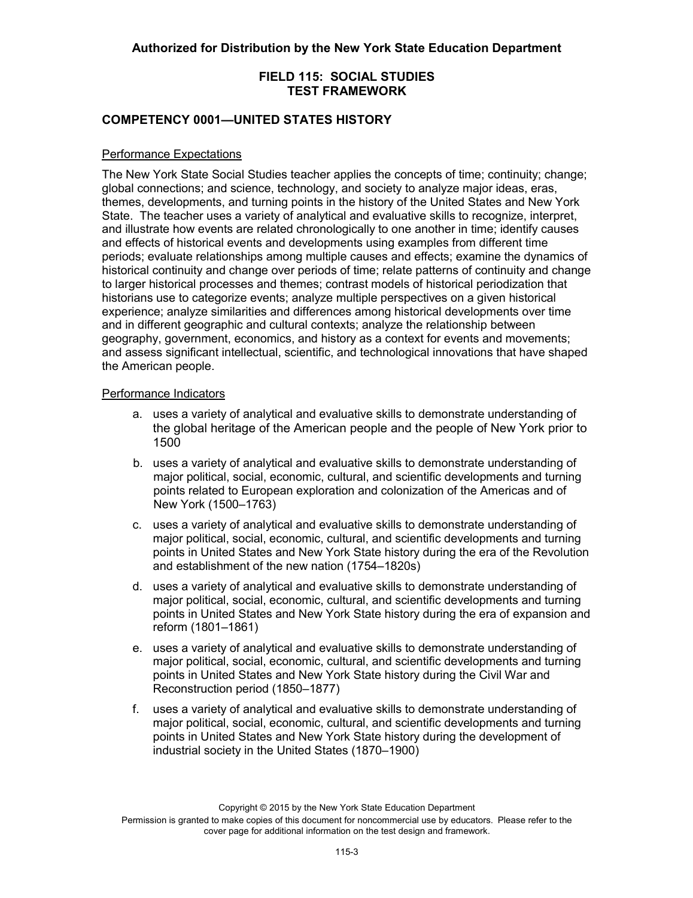**Authorized for Distribution by the New York State Education Department**

## FIELD 115: SOCIAL STUDIES
## TEST FRAMEWORK

### COMPETENCY 0001—UNITED STATES HISTORY

Performance Expectations

The New York State Social Studies teacher applies the concepts of time; continuity; change; global connections; and science, technology, and society to analyze major ideas, eras, themes, developments, and turning points in the history of the United States and New York State. The teacher uses a variety of analytical and evaluative skills to recognize, interpret, and illustrate how events are related chronologically to one another in time; identify causes and effects of historical events and developments using examples from different time periods; evaluate relationships among multiple causes and effects; examine the dynamics of historical continuity and change over periods of time; relate patterns of continuity and change to larger historical processes and themes; contrast models of historical periodization that historians use to categorize events; analyze multiple perspectives on a given historical experience; analyze similarities and differences among historical developments over time and in different geographic and cultural contexts; analyze the relationship between geography, government, economics, and history as a context for events and movements; and assess significant intellectual, scientific, and technological innovations that have shaped the American people.

Performance Indicators

a. uses a variety of analytical and evaluative skills to demonstrate understanding of the global heritage of the American people and the people of New York prior to 1500

b. uses a variety of analytical and evaluative skills to demonstrate understanding of major political, social, economic, cultural, and scientific developments and turning points related to European exploration and colonization of the Americas and of New York (1500–1763)

c. uses a variety of analytical and evaluative skills to demonstrate understanding of major political, social, economic, cultural, and scientific developments and turning points in United States and New York State history during the era of the Revolution and establishment of the new nation (1754–1820s)

d. uses a variety of analytical and evaluative skills to demonstrate understanding of major political, social, economic, cultural, and scientific developments and turning points in United States and New York State history during the era of expansion and reform (1801–1861)

e. uses a variety of analytical and evaluative skills to demonstrate understanding of major political, social, economic, cultural, and scientific developments and turning points in United States and New York State history during the Civil War and Reconstruction period (1850–1877)

f. uses a variety of analytical and evaluative skills to demonstrate understanding of major political, social, economic, cultural, and scientific developments and turning points in United States and New York State history during the development of industrial society in the United States (1870–1900)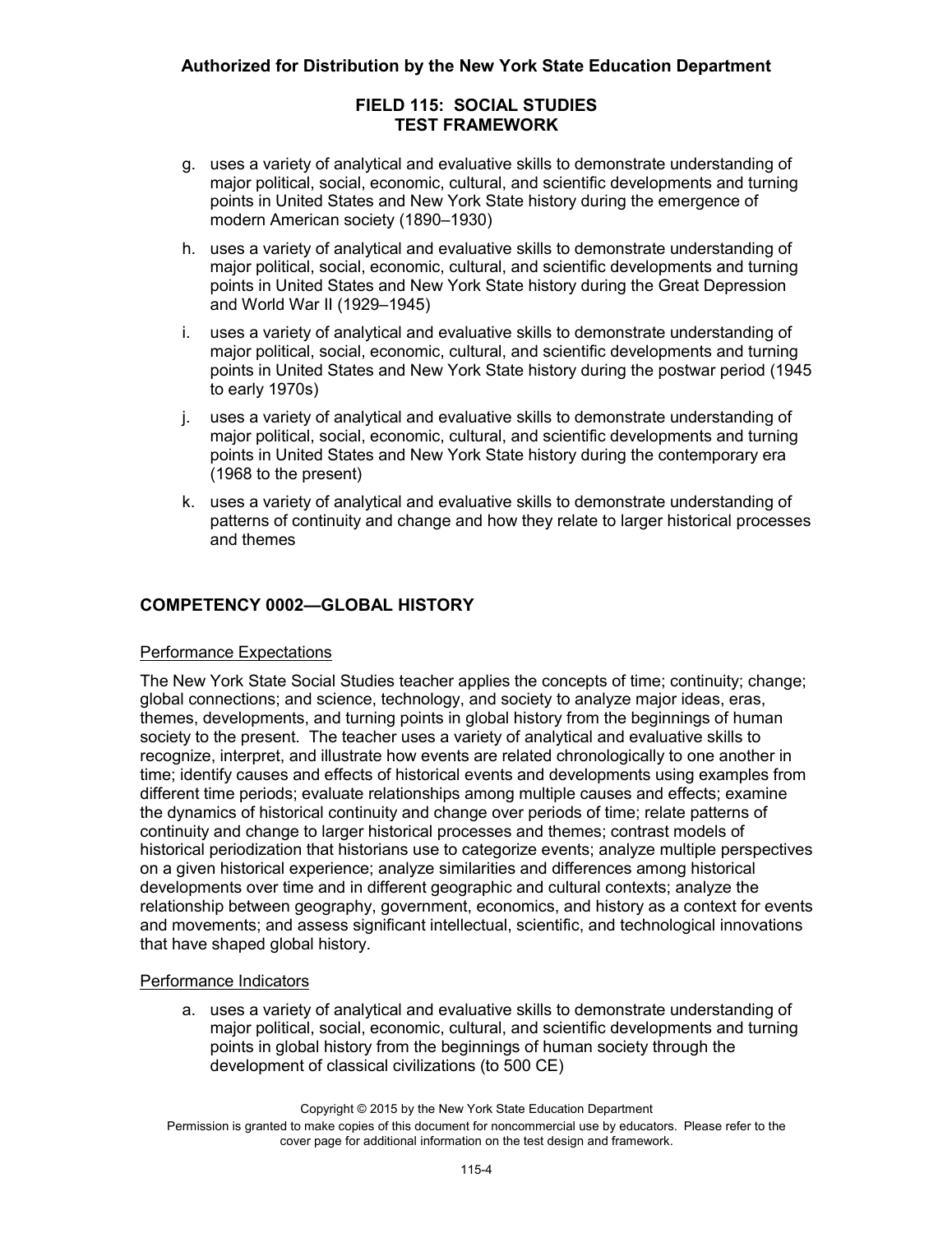g. uses a variety of analytical and evaluative skills to demonstrate understanding of major political, social, economic, cultural, and scientific developments and turning points in United States and New York State history during the emergence of modern American society (1890–1930)

h. uses a variety of analytical and evaluative skills to demonstrate understanding of major political, social, economic, cultural, and scientific developments and turning points in United States and New York State history during the Great Depression and World War II (1929–1945)

i. uses a variety of analytical and evaluative skills to demonstrate understanding of major political, social, economic, cultural, and scientific developments and turning points in United States and New York State history during the postwar period (1945 to early 1970s)

j. uses a variety of analytical and evaluative skills to demonstrate understanding of major political, social, economic, cultural, and scientific developments and turning points in United States and New York State history during the contemporary era (1968 to the present)

k. uses a variety of analytical and evaluative skills to demonstrate understanding of patterns of continuity and change and how they relate to larger historical processes and themes

## COMPETENCY 0002—GLOBAL HISTORY

Performance Expectations

The New York State Social Studies teacher applies the concepts of time; continuity; change; global connections; and science, technology, and society to analyze major ideas, eras, themes, developments, and turning points in global history from the beginnings of human society to the present. The teacher uses a variety of analytical and evaluative skills to recognize, interpret, and illustrate how events are related chronologically to one another in time; identify causes and effects of historical events and developments using examples from different time periods; evaluate relationships among multiple causes and effects; examine the dynamics of historical continuity and change over periods of time; relate patterns of continuity and change to larger historical processes and themes; contrast models of historical periodization that historians use to categorize events; analyze multiple perspectives on a given historical experience; analyze similarities and differences among historical developments over time and in different geographic and cultural contexts; analyze the relationship between geography, government, economics, and history as a context for events and movements; and assess significant intellectual, scientific, and technological innovations that have shaped global history.

Performance Indicators

a. uses a variety of analytical and evaluative skills to demonstrate understanding of major political, social, economic, cultural, and scientific developments and turning points in global history from the beginnings of human society through the development of classical civilizations (to 500 CE)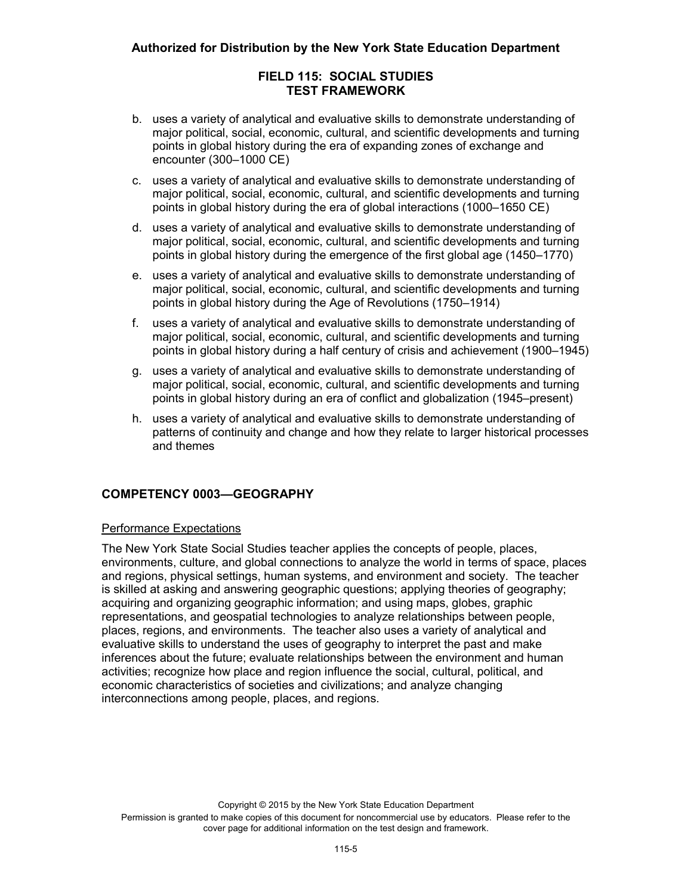b. uses a variety of analytical and evaluative skills to demonstrate understanding of major political, social, economic, cultural, and scientific developments and turning points in global history during the era of expanding zones of exchange and encounter (300–1000 CE)

c. uses a variety of analytical and evaluative skills to demonstrate understanding of major political, social, economic, cultural, and scientific developments and turning points in global history during the era of global interactions (1000–1650 CE)

d. uses a variety of analytical and evaluative skills to demonstrate understanding of major political, social, economic, cultural, and scientific developments and turning points in global history during the emergence of the first global age (1450–1770)

e. uses a variety of analytical and evaluative skills to demonstrate understanding of major political, social, economic, cultural, and scientific developments and turning points in global history during the Age of Revolutions (1750–1914)

f. uses a variety of analytical and evaluative skills to demonstrate understanding of major political, social, economic, cultural, and scientific developments and turning points in global history during a half century of crisis and achievement (1900–1945)

g. uses a variety of analytical and evaluative skills to demonstrate understanding of major political, social, economic, cultural, and scientific developments and turning points in global history during an era of conflict and globalization (1945–present)

h. uses a variety of analytical and evaluative skills to demonstrate understanding of patterns of continuity and change and how they relate to larger historical processes and themes

## COMPETENCY 0003—GEOGRAPHY

Performance Expectations

The New York State Social Studies teacher applies the concepts of people, places, environments, culture, and global connections to analyze the world in terms of space, places and regions, physical settings, human systems, and environment and society. The teacher is skilled at asking and answering geographic questions; applying theories of geography; acquiring and organizing geographic information; and using maps, globes, graphic representations, and geospatial technologies to analyze relationships between people, places, regions, and environments. The teacher also uses a variety of analytical and evaluative skills to understand the uses of geography to interpret the past and make inferences about the future; evaluate relationships between the environment and human activities; recognize how place and region influence the social, cultural, political, and economic characteristics of societies and civilizations; and analyze changing interconnections among people, places, and regions.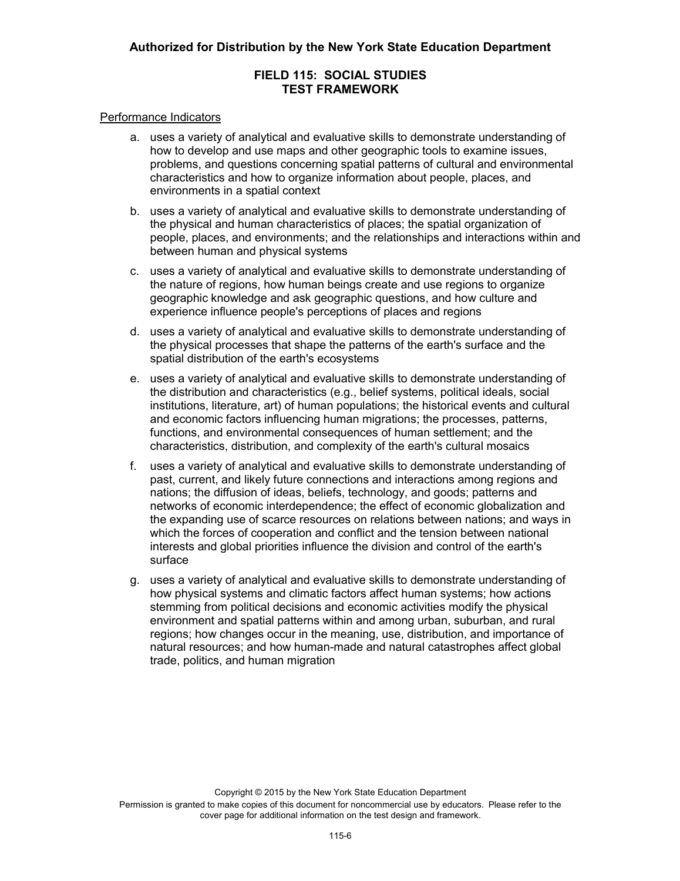Performance Indicators

a. uses a variety of analytical and evaluative skills to demonstrate understanding of how to develop and use maps and other geographic tools to examine issues, problems, and questions concerning spatial patterns of cultural and environmental characteristics and how to organize information about people, places, and environments in a spatial context

b. uses a variety of analytical and evaluative skills to demonstrate understanding of the physical and human characteristics of places; the spatial organization of people, places, and environments; and the relationships and interactions within and between human and physical systems

c. uses a variety of analytical and evaluative skills to demonstrate understanding of the nature of regions, how human beings create and use regions to organize geographic knowledge and ask geographic questions, and how culture and experience influence people's perceptions of places and regions

d. uses a variety of analytical and evaluative skills to demonstrate understanding of the physical processes that shape the patterns of the earth's surface and the spatial distribution of the earth's ecosystems

e. uses a variety of analytical and evaluative skills to demonstrate understanding of the distribution and characteristics (e.g., belief systems, political ideals, social institutions, literature, art) of human populations; the historical events and cultural and economic factors influencing human migrations; the processes, patterns, functions, and environmental consequences of human settlement; and the characteristics, distribution, and complexity of the earth's cultural mosaics

f. uses a variety of analytical and evaluative skills to demonstrate understanding of past, current, and likely future connections and interactions among regions and nations; the diffusion of ideas, beliefs, technology, and goods; patterns and networks of economic interdependence; the effect of economic globalization and the expanding use of scarce resources on relations between nations; and ways in which the forces of cooperation and conflict and the tension between national interests and global priorities influence the division and control of the earth's surface

g. uses a variety of analytical and evaluative skills to demonstrate understanding of how physical systems and climatic factors affect human systems; how actions stemming from political decisions and economic activities modify the physical environment and spatial patterns within and among urban, suburban, and rural regions; how changes occur in the meaning, use, distribution, and importance of natural resources; and how human-made and natural catastrophes affect global trade, politics, and human migration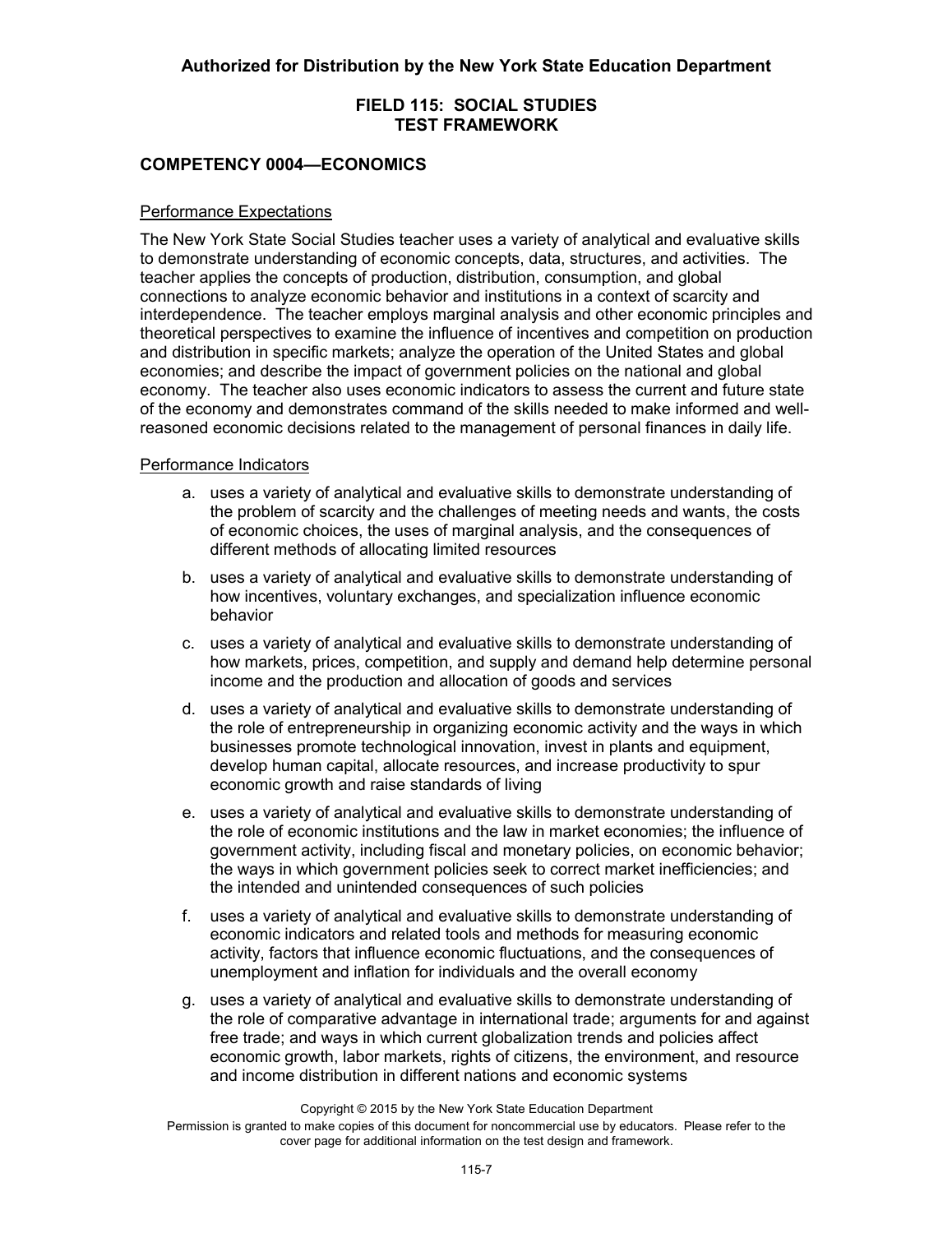## COMPETENCY 0004—ECONOMICS

Performance Expectations

The New York State Social Studies teacher uses a variety of analytical and evaluative skills to demonstrate understanding of economic concepts, data, structures, and activities. The teacher applies the concepts of production, distribution, consumption, and global connections to analyze economic behavior and institutions in a context of scarcity and interdependence. The teacher employs marginal analysis and other economic principles and theoretical perspectives to examine the influence of incentives and competition on production and distribution in specific markets; analyze the operation of the United States and global economies; and describe the impact of government policies on the national and global economy. The teacher also uses economic indicators to assess the current and future state of the economy and demonstrates command of the skills needed to make informed and well-reasoned economic decisions related to the management of personal finances in daily life.

Performance Indicators

a. uses a variety of analytical and evaluative skills to demonstrate understanding of the problem of scarcity and the challenges of meeting needs and wants, the costs of economic choices, the uses of marginal analysis, and the consequences of different methods of allocating limited resources

b. uses a variety of analytical and evaluative skills to demonstrate understanding of how incentives, voluntary exchanges, and specialization influence economic behavior

c. uses a variety of analytical and evaluative skills to demonstrate understanding of how markets, prices, competition, and supply and demand help determine personal income and the production and allocation of goods and services

d. uses a variety of analytical and evaluative skills to demonstrate understanding of the role of entrepreneurship in organizing economic activity and the ways in which businesses promote technological innovation, invest in plants and equipment, develop human capital, allocate resources, and increase productivity to spur economic growth and raise standards of living

e. uses a variety of analytical and evaluative skills to demonstrate understanding of the role of economic institutions and the law in market economies; the influence of government activity, including fiscal and monetary policies, on economic behavior; the ways in which government policies seek to correct market inefficiencies; and the intended and unintended consequences of such policies

f. uses a variety of analytical and evaluative skills to demonstrate understanding of economic indicators and related tools and methods for measuring economic activity, factors that influence economic fluctuations, and the consequences of unemployment and inflation for individuals and the overall economy

g. uses a variety of analytical and evaluative skills to demonstrate understanding of the role of comparative advantage in international trade; arguments for and against free trade; and ways in which current globalization trends and policies affect economic growth, labor markets, rights of citizens, the environment, and resource and income distribution in different nations and economic systems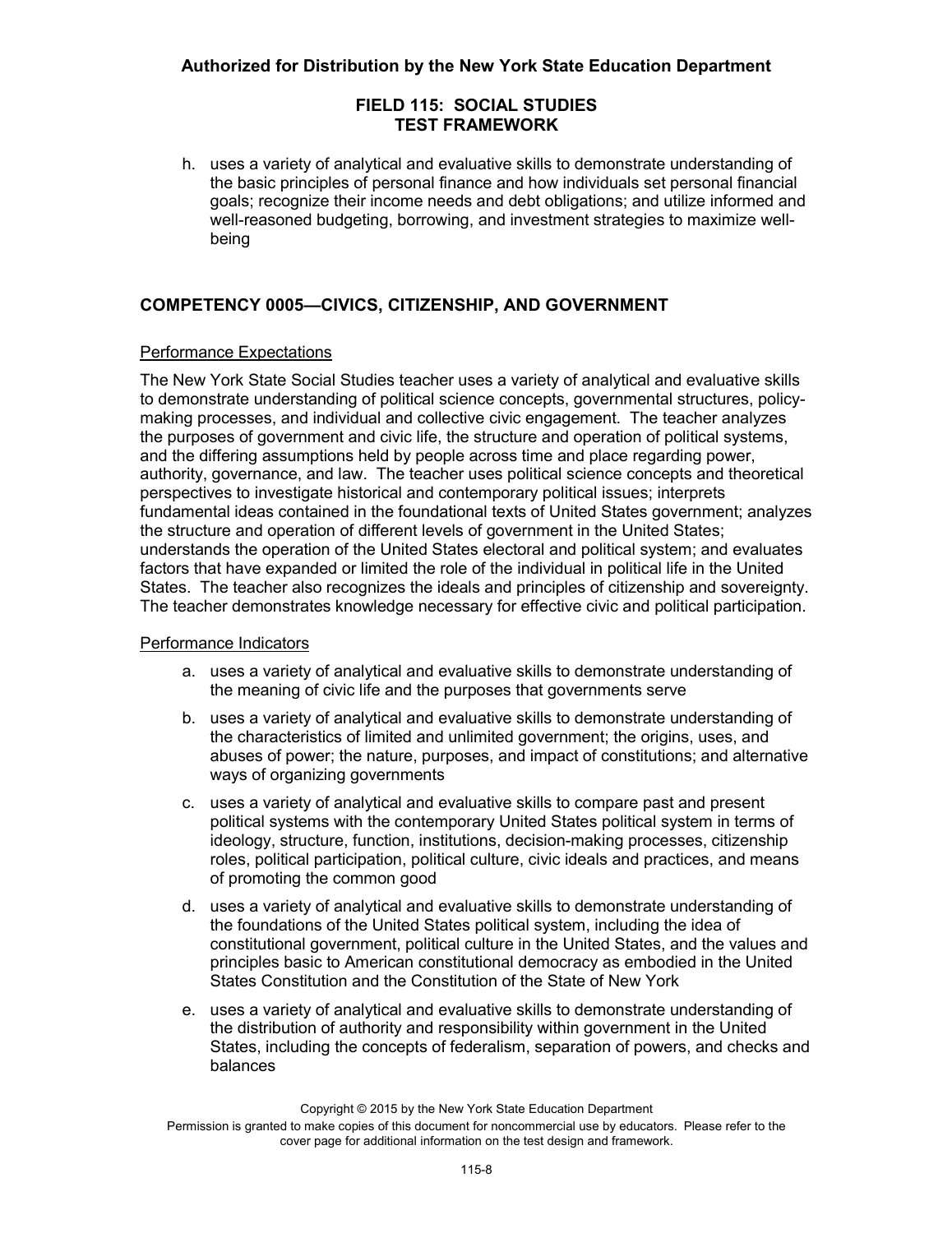h. uses a variety of analytical and evaluative skills to demonstrate understanding of the basic principles of personal finance and how individuals set personal financial goals; recognize their income needs and debt obligations; and utilize informed and well-reasoned budgeting, borrowing, and investment strategies to maximize well-being

## COMPETENCY 0005—CIVICS, CITIZENSHIP, AND GOVERNMENT

Performance Expectations

The New York State Social Studies teacher uses a variety of analytical and evaluative skills to demonstrate understanding of political science concepts, governmental structures, policy-making processes, and individual and collective civic engagement. The teacher analyzes the purposes of government and civic life, the structure and operation of political systems, and the differing assumptions held by people across time and place regarding power, authority, governance, and law. The teacher uses political science concepts and theoretical perspectives to investigate historical and contemporary political issues; interprets fundamental ideas contained in the foundational texts of United States government; analyzes the structure and operation of different levels of government in the United States; understands the operation of the United States electoral and political system; and evaluates factors that have expanded or limited the role of the individual in political life in the United States. The teacher also recognizes the ideals and principles of citizenship and sovereignty. The teacher demonstrates knowledge necessary for effective civic and political participation.

Performance Indicators

a. uses a variety of analytical and evaluative skills to demonstrate understanding of the meaning of civic life and the purposes that governments serve

b. uses a variety of analytical and evaluative skills to demonstrate understanding of the characteristics of limited and unlimited government; the origins, uses, and abuses of power; the nature, purposes, and impact of constitutions; and alternative ways of organizing governments

c. uses a variety of analytical and evaluative skills to compare past and present political systems with the contemporary United States political system in terms of ideology, structure, function, institutions, decision-making processes, citizenship roles, political participation, political culture, civic ideals and practices, and means of promoting the common good

d. uses a variety of analytical and evaluative skills to demonstrate understanding of the foundations of the United States political system, including the idea of constitutional government, political culture in the United States, and the values and principles basic to American constitutional democracy as embodied in the United States Constitution and the Constitution of the State of New York

e. uses a variety of analytical and evaluative skills to demonstrate understanding of the distribution of authority and responsibility within government in the United States, including the concepts of federalism, separation of powers, and checks and balances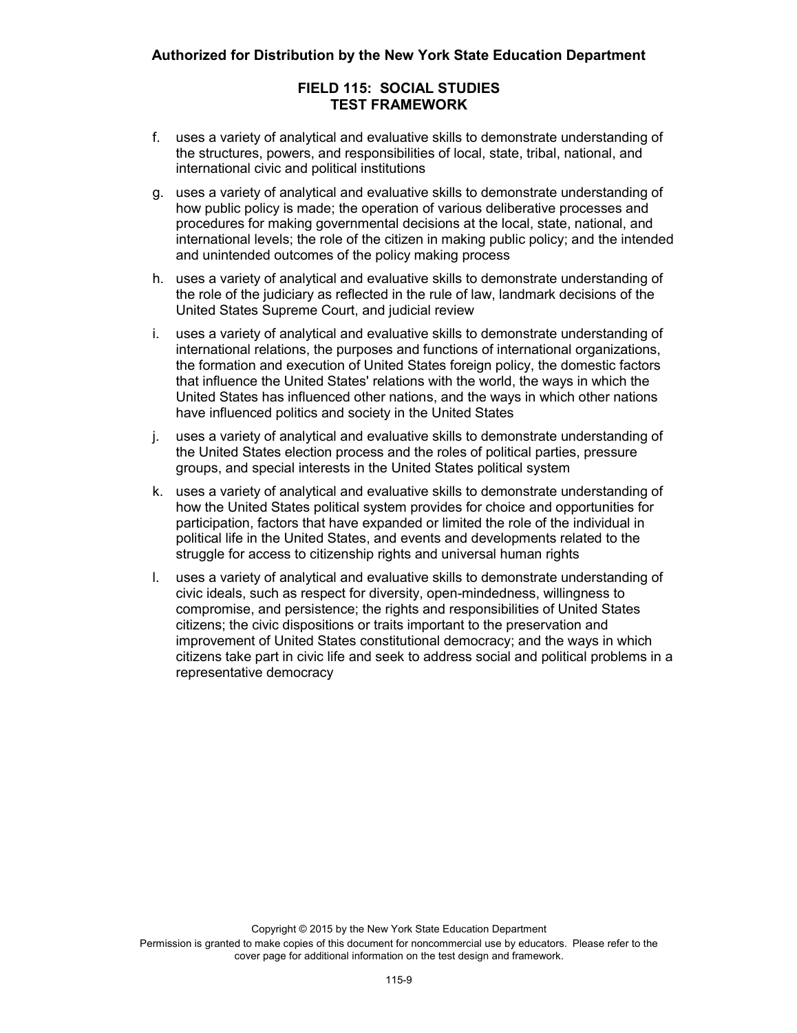f. uses a variety of analytical and evaluative skills to demonstrate understanding of the structures, powers, and responsibilities of local, state, tribal, national, and international civic and political institutions

g. uses a variety of analytical and evaluative skills to demonstrate understanding of how public policy is made; the operation of various deliberative processes and procedures for making governmental decisions at the local, state, national, and international levels; the role of the citizen in making public policy; and the intended and unintended outcomes of the policy making process

h. uses a variety of analytical and evaluative skills to demonstrate understanding of the role of the judiciary as reflected in the rule of law, landmark decisions of the United States Supreme Court, and judicial review

i. uses a variety of analytical and evaluative skills to demonstrate understanding of international relations, the purposes and functions of international organizations, the formation and execution of United States foreign policy, the domestic factors that influence the United States' relations with the world, the ways in which the United States has influenced other nations, and the ways in which other nations have influenced politics and society in the United States

j. uses a variety of analytical and evaluative skills to demonstrate understanding of the United States election process and the roles of political parties, pressure groups, and special interests in the United States political system

k. uses a variety of analytical and evaluative skills to demonstrate understanding of how the United States political system provides for choice and opportunities for participation, factors that have expanded or limited the role of the individual in political life in the United States, and events and developments related to the struggle for access to citizenship rights and universal human rights

l. uses a variety of analytical and evaluative skills to demonstrate understanding of civic ideals, such as respect for diversity, open-mindedness, willingness to compromise, and persistence; the rights and responsibilities of United States citizens; the civic dispositions or traits important to the preservation and improvement of United States constitutional democracy; and the ways in which citizens take part in civic life and seek to address social and political problems in a representative democracy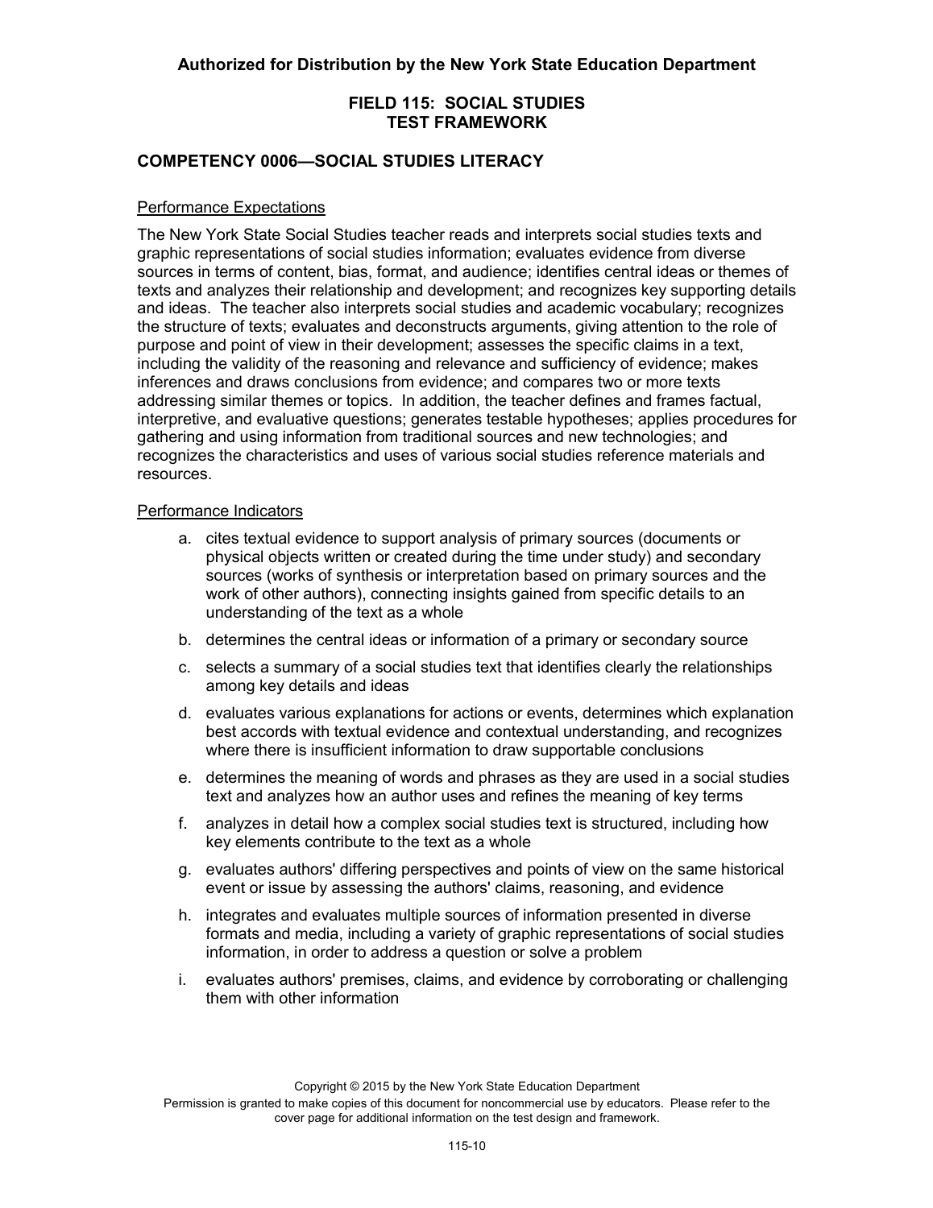**Authorized for Distribution by the New York State Education Department**

## FIELD 115: SOCIAL STUDIES TEST FRAMEWORK

## COMPETENCY 0006—SOCIAL STUDIES LITERACY

### Performance Expectations

The New York State Social Studies teacher reads and interprets social studies texts and graphic representations of social studies information; evaluates evidence from diverse sources in terms of content, bias, format, and audience; identifies central ideas or themes of texts and analyzes their relationship and development; and recognizes key supporting details and ideas. The teacher also interprets social studies and academic vocabulary; recognizes the structure of texts; evaluates and deconstructs arguments, giving attention to the role of purpose and point of view in their development; assesses the specific claims in a text, including the validity of the reasoning and relevance and sufficiency of evidence; makes inferences and draws conclusions from evidence; and compares two or more texts addressing similar themes or topics. In addition, the teacher defines and frames factual, interpretive, and evaluative questions; generates testable hypotheses; applies procedures for gathering and using information from traditional sources and new technologies; and recognizes the characteristics and uses of various social studies reference materials and resources.

### Performance Indicators

a. cites textual evidence to support analysis of primary sources (documents or physical objects written or created during the time under study) and secondary sources (works of synthesis or interpretation based on primary sources and the work of other authors), connecting insights gained from specific details to an understanding of the text as a whole

b. determines the central ideas or information of a primary or secondary source

c. selects a summary of a social studies text that identifies clearly the relationships among key details and ideas

d. evaluates various explanations for actions or events, determines which explanation best accords with textual evidence and contextual understanding, and recognizes where there is insufficient information to draw supportable conclusions

e. determines the meaning of words and phrases as they are used in a social studies text and analyzes how an author uses and refines the meaning of key terms

f. analyzes in detail how a complex social studies text is structured, including how key elements contribute to the text as a whole

g. evaluates authors' differing perspectives and points of view on the same historical event or issue by assessing the authors' claims, reasoning, and evidence

h. integrates and evaluates multiple sources of information presented in diverse formats and media, including a variety of graphic representations of social studies information, in order to address a question or solve a problem

i. evaluates authors' premises, claims, and evidence by corroborating or challenging them with other information

Copyright © 2015 by the New York State Education Department
Permission is granted to make copies of this document for noncommercial use by educators. Please refer to the cover page for additional information on the test design and framework.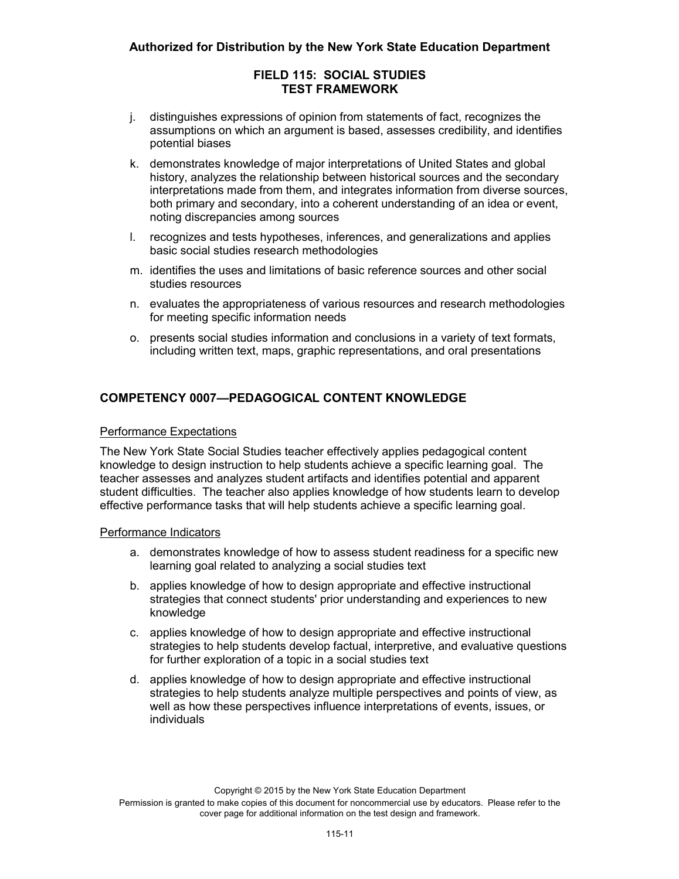j. distinguishes expressions of opinion from statements of fact, recognizes the assumptions on which an argument is based, assesses credibility, and identifies potential biases

k. demonstrates knowledge of major interpretations of United States and global history, analyzes the relationship between historical sources and the secondary interpretations made from them, and integrates information from diverse sources, both primary and secondary, into a coherent understanding of an idea or event, noting discrepancies among sources

l. recognizes and tests hypotheses, inferences, and generalizations and applies basic social studies research methodologies

m. identifies the uses and limitations of basic reference sources and other social studies resources

n. evaluates the appropriateness of various resources and research methodologies for meeting specific information needs

o. presents social studies information and conclusions in a variety of text formats, including written text, maps, graphic representations, and oral presentations

## COMPETENCY 0007—PEDAGOGICAL CONTENT KNOWLEDGE

### Performance Expectations

The New York State Social Studies teacher effectively applies pedagogical content knowledge to design instruction to help students achieve a specific learning goal. The teacher assesses and analyzes student artifacts and identifies potential and apparent student difficulties. The teacher also applies knowledge of how students learn to develop effective performance tasks that will help students achieve a specific learning goal.

### Performance Indicators

a. demonstrates knowledge of how to assess student readiness for a specific new learning goal related to analyzing a social studies text

b. applies knowledge of how to design appropriate and effective instructional strategies that connect students' prior understanding and experiences to new knowledge

c. applies knowledge of how to design appropriate and effective instructional strategies to help students develop factual, interpretive, and evaluative questions for further exploration of a topic in a social studies text

d. applies knowledge of how to design appropriate and effective instructional strategies to help students analyze multiple perspectives and points of view, as well as how these perspectives influence interpretations of events, issues, or individuals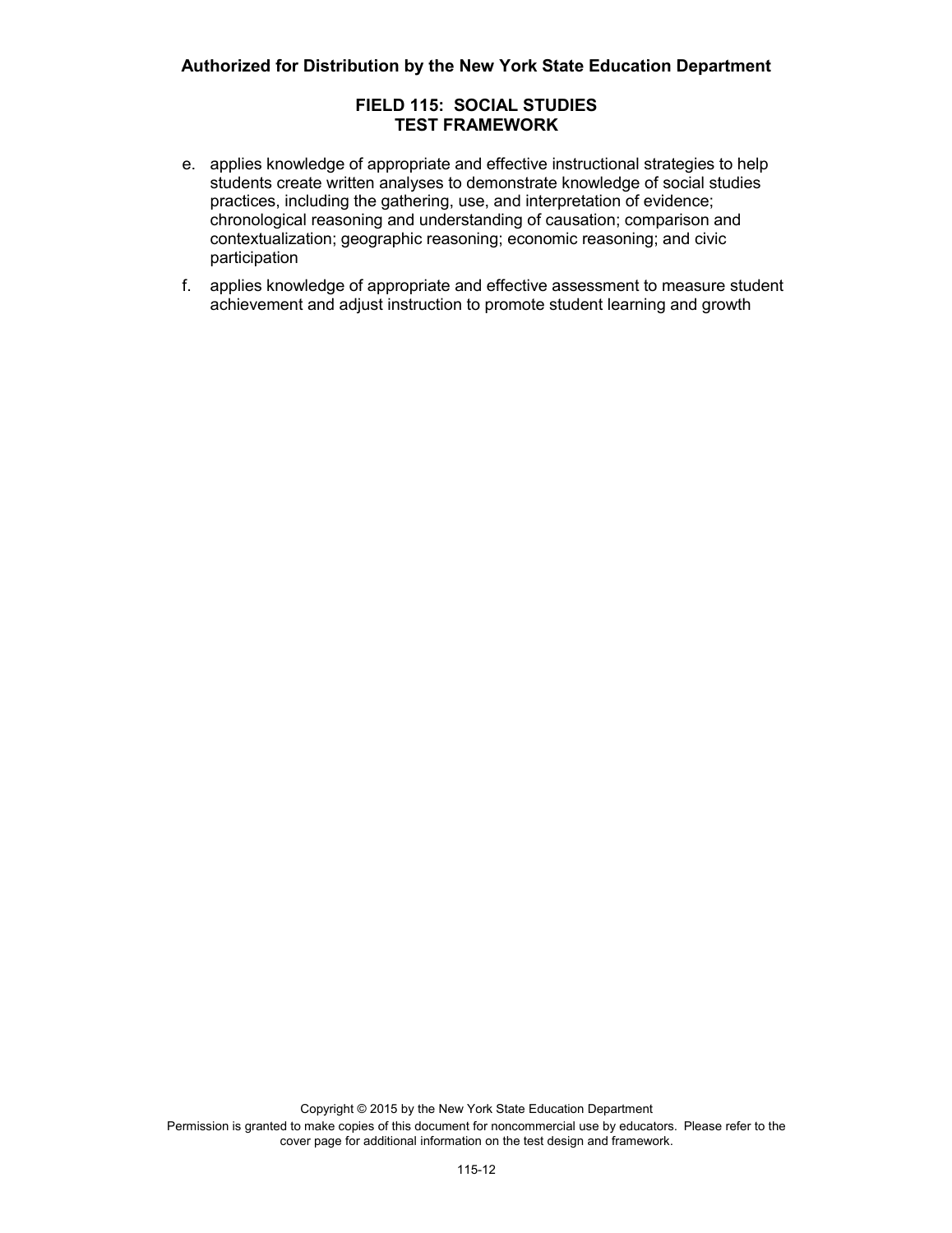e. applies knowledge of appropriate and effective instructional strategies to help students create written analyses to demonstrate knowledge of social studies practices, including the gathering, use, and interpretation of evidence; chronological reasoning and understanding of causation; comparison and contextualization; geographic reasoning; economic reasoning; and civic participation

f. applies knowledge of appropriate and effective assessment to measure student achievement and adjust instruction to promote student learning and growth